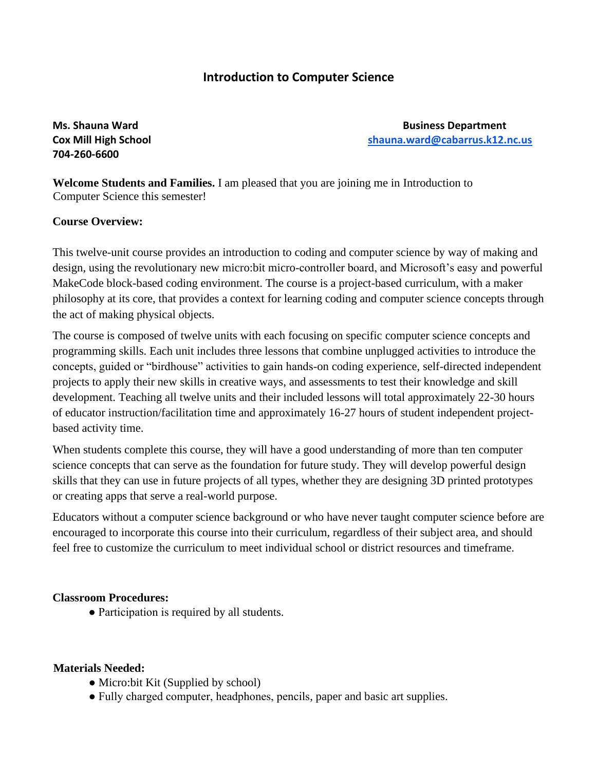# Introduction to Computer Science

**Ms. Shauna Ward**
**Cox Mill High School**
**704-260-6600**

**Business Department**
**shauna.ward@cabarrus.k12.nc.us**

**Welcome Students and Families.** I am pleased that you are joining me in Introduction to Computer Science this semester!

**Course Overview:**

This twelve-unit course provides an introduction to coding and computer science by way of making and design, using the revolutionary new micro:bit micro-controller board, and Microsoft's easy and powerful MakeCode block-based coding environment. The course is a project-based curriculum, with a maker philosophy at its core, that provides a context for learning coding and computer science concepts through the act of making physical objects.

The course is composed of twelve units with each focusing on specific computer science concepts and programming skills. Each unit includes three lessons that combine unplugged activities to introduce the concepts, guided or "birdhouse" activities to gain hands-on coding experience, self-directed independent projects to apply their new skills in creative ways, and assessments to test their knowledge and skill development. Teaching all twelve units and their included lessons will total approximately 22-30 hours of educator instruction/facilitation time and approximately 16-27 hours of student independent project-based activity time.

When students complete this course, they will have a good understanding of more than ten computer science concepts that can serve as the foundation for future study. They will develop powerful design skills that they can use in future projects of all types, whether they are designing 3D printed prototypes or creating apps that serve a real-world purpose.

Educators without a computer science background or who have never taught computer science before are encouraged to incorporate this course into their curriculum, regardless of their subject area, and should feel free to customize the curriculum to meet individual school or district resources and timeframe.

**Classroom Procedures:**

- Participation is required by all students.

**Materials Needed:**

- Micro:bit Kit (Supplied by school)
- Fully charged computer, headphones, pencils, paper and basic art supplies.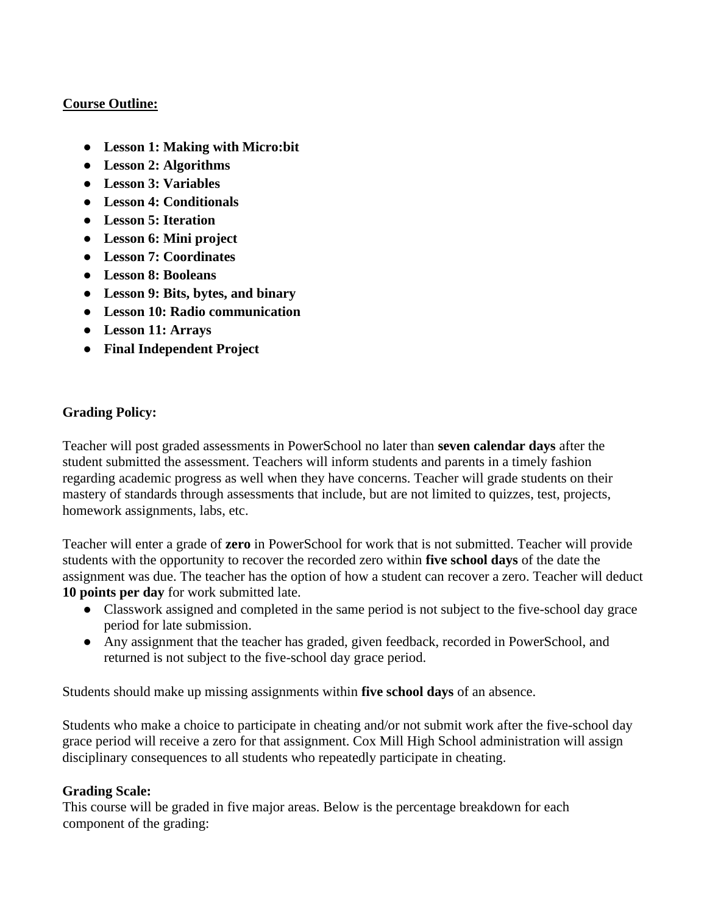**Course Outline:**

- **Lesson 1: Making with Micro:bit**
- **Lesson 2: Algorithms**
- **Lesson 3: Variables**
- **Lesson 4: Conditionals**
- **Lesson 5: Iteration**
- **Lesson 6: Mini project**
- **Lesson 7: Coordinates**
- **Lesson 8: Booleans**
- **Lesson 9: Bits, bytes, and binary**
- **Lesson 10: Radio communication**
- **Lesson 11: Arrays**
- **Final Independent Project**

**Grading Policy:**

Teacher will post graded assessments in PowerSchool no later than **seven calendar days** after the student submitted the assessment. Teachers will inform students and parents in a timely fashion regarding academic progress as well when they have concerns. Teacher will grade students on their mastery of standards through assessments that include, but are not limited to quizzes, test, projects, homework assignments, labs, etc.

Teacher will enter a grade of **zero** in PowerSchool for work that is not submitted. Teacher will provide students with the opportunity to recover the recorded zero within **five school days** of the date the assignment was due. The teacher has the option of how a student can recover a zero. Teacher will deduct **10 points per day** for work submitted late.

- Classwork assigned and completed in the same period is not subject to the five-school day grace period for late submission.
- Any assignment that the teacher has graded, given feedback, recorded in PowerSchool, and returned is not subject to the five-school day grace period.

Students should make up missing assignments within **five school days** of an absence.

Students who make a choice to participate in cheating and/or not submit work after the five-school day grace period will receive a zero for that assignment. Cox Mill High School administration will assign disciplinary consequences to all students who repeatedly participate in cheating.

**Grading Scale:**

This course will be graded in five major areas. Below is the percentage breakdown for each component of the grading: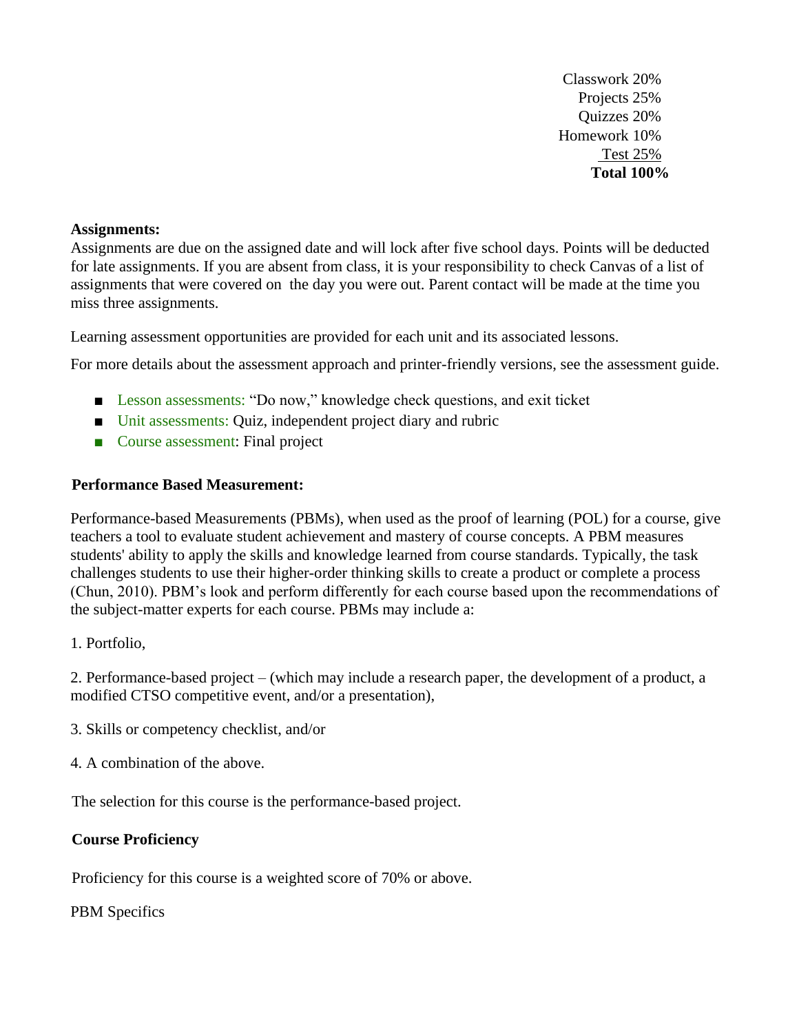Classwork 20%
Projects 25%
Quizzes 20%
Homework 10%
Test 25%
**Total 100%**

**Assignments:**
Assignments are due on the assigned date and will lock after five school days. Points will be deducted for late assignments. If you are absent from class, it is your responsibility to check Canvas of a list of assignments that were covered on the day you were out. Parent contact will be made at the time you miss three assignments.

Learning assessment opportunities are provided for each unit and its associated lessons.

For more details about the assessment approach and printer-friendly versions, see the assessment guide.

- Lesson assessments: "Do now," knowledge check questions, and exit ticket
- Unit assessments: Quiz, independent project diary and rubric
- Course assessment: Final project

**Performance Based Measurement:**

Performance-based Measurements (PBMs), when used as the proof of learning (POL) for a course, give teachers a tool to evaluate student achievement and mastery of course concepts. A PBM measures students' ability to apply the skills and knowledge learned from course standards. Typically, the task challenges students to use their higher-order thinking skills to create a product or complete a process (Chun, 2010). PBM's look and perform differently for each course based upon the recommendations of the subject-matter experts for each course. PBMs may include a:

1. Portfolio,

2. Performance-based project – (which may include a research paper, the development of a product, a modified CTSO competitive event, and/or a presentation),

3. Skills or competency checklist, and/or

4. A combination of the above.

The selection for this course is the performance-based project.

**Course Proficiency**

Proficiency for this course is a weighted score of 70% or above.

PBM Specifics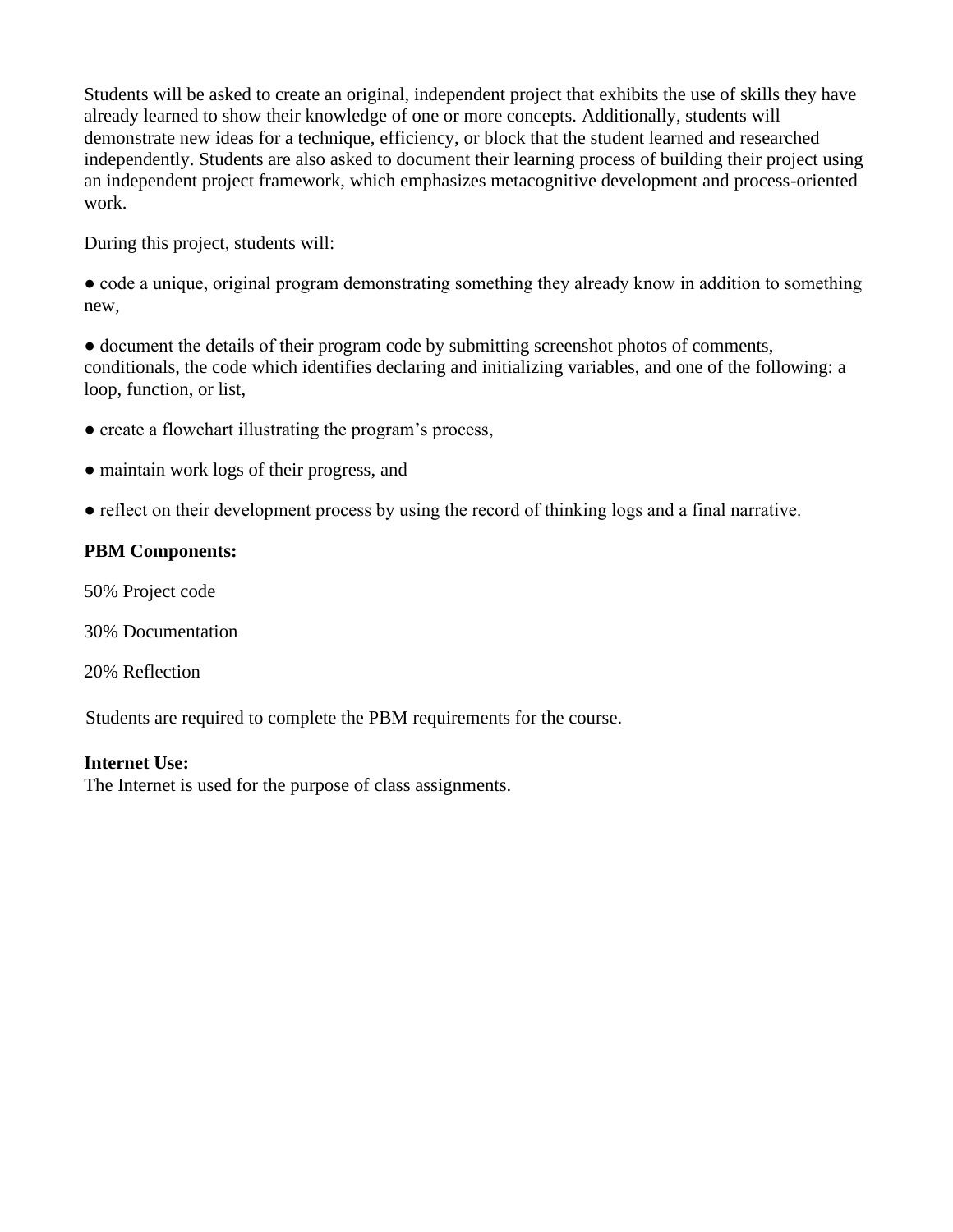Students will be asked to create an original, independent project that exhibits the use of skills they have already learned to show their knowledge of one or more concepts. Additionally, students will demonstrate new ideas for a technique, efficiency, or block that the student learned and researched independently. Students are also asked to document their learning process of building their project using an independent project framework, which emphasizes metacognitive development and process-oriented work.

During this project, students will:

- code a unique, original program demonstrating something they already know in addition to something new,
- document the details of their program code by submitting screenshot photos of comments, conditionals, the code which identifies declaring and initializing variables, and one of the following: a loop, function, or list,
- create a flowchart illustrating the program's process,
- maintain work logs of their progress, and
- reflect on their development process by using the record of thinking logs and a final narrative.

**PBM Components:**

50% Project code

30% Documentation

20% Reflection

Students are required to complete the PBM requirements for the course.

**Internet Use:**
The Internet is used for the purpose of class assignments.